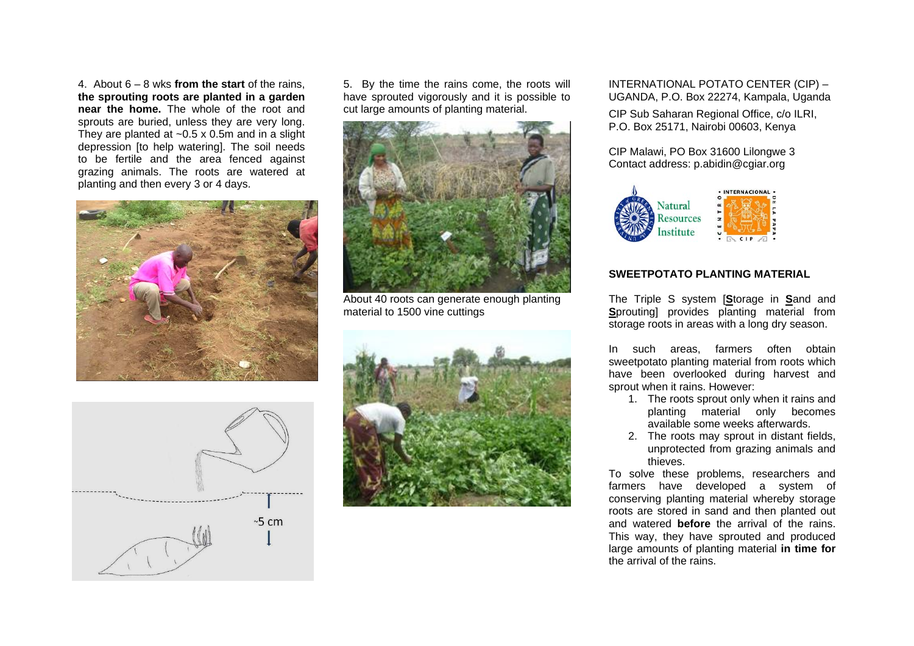4. About 6 – 8 wks **from the start** of the rains, **the sprouting roots are planted in a garden near the home.** The whole of the root and sprouts are buried, unless they are very long. They are planted at ~0.5 x 0.5m and in a slight depression [to help watering]. The soil needs to be fertile and the area fenced against grazing animals. The roots are watered at planting and then every 3 or 4 days.

5. By the time the rains come, the roots will have sprouted vigorously and it is possible to cut large amounts of planting material.

About 40 roots can generate enough planting material to 1500 vine cuttings

INTERNATIONAL POTATO CENTER (CIP) – UGANDA, P.O. Box 22274, Kampala, Uganda

CIP Sub Saharan Regional Office, c/o ILRI, P.O. Box 25171, Nairobi 00603, Kenya

CIP Malawi, PO Box 31600 Lilongwe 3
Contact address: p.abidin@cgiar.org

## SWEETPOTATO PLANTING MATERIAL

The Triple S system [**S**torage in **S**and and **S**prouting] provides planting material from storage roots in areas with a long dry season.

In such areas, farmers often obtain sweetpotato planting material from roots which have been overlooked during harvest and sprout when it rains. However:

1. The roots sprout only when it rains and planting material only becomes available some weeks afterwards.
2. The roots may sprout in distant fields, unprotected from grazing animals and thieves.

To solve these problems, researchers and farmers have developed a system of conserving planting material whereby storage roots are stored in sand and then planted out and watered **before** the arrival of the rains. This way, they have sprouted and produced large amounts of planting material **in time for** the arrival of the rains.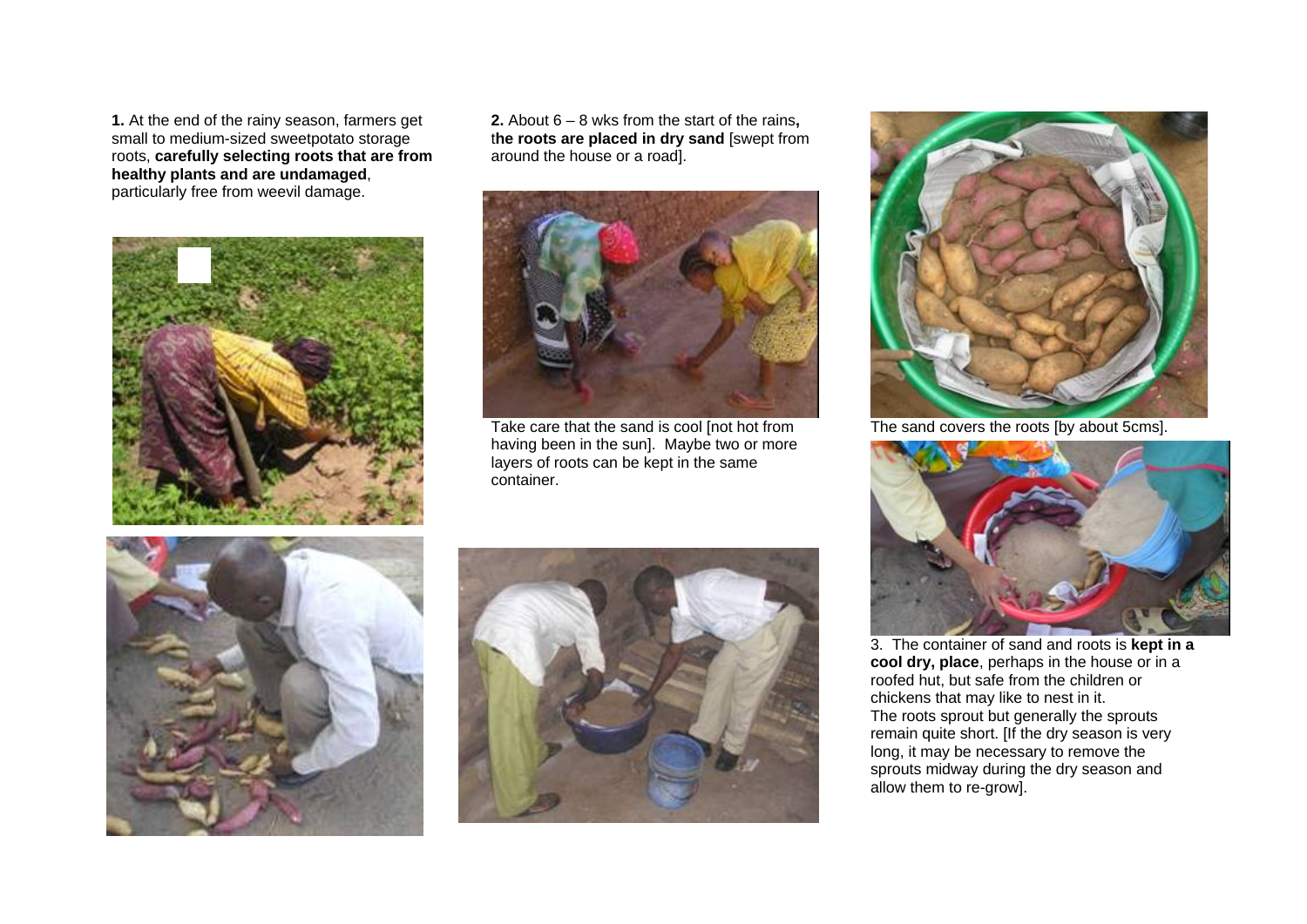**1.** At the end of the rainy season, farmers get small to medium-sized sweetpotato storage roots, **carefully selecting roots that are from healthy plants and are undamaged**, particularly free from weevil damage.

**2.** About 6 – 8 wks from the start of the rains, t**he roots are placed in dry sand** [swept from around the house or a road].

Take care that the sand is cool [not hot from having been in the sun]. Maybe two or more layers of roots can be kept in the same container.

The sand covers the roots [by about 5cms].

3. The container of sand and roots is **kept in a cool dry, place**, perhaps in the house or in a roofed hut, but safe from the children or chickens that may like to nest in it. The roots sprout but generally the sprouts remain quite short. [If the dry season is very long, it may be necessary to remove the sprouts midway during the dry season and allow them to re-grow].